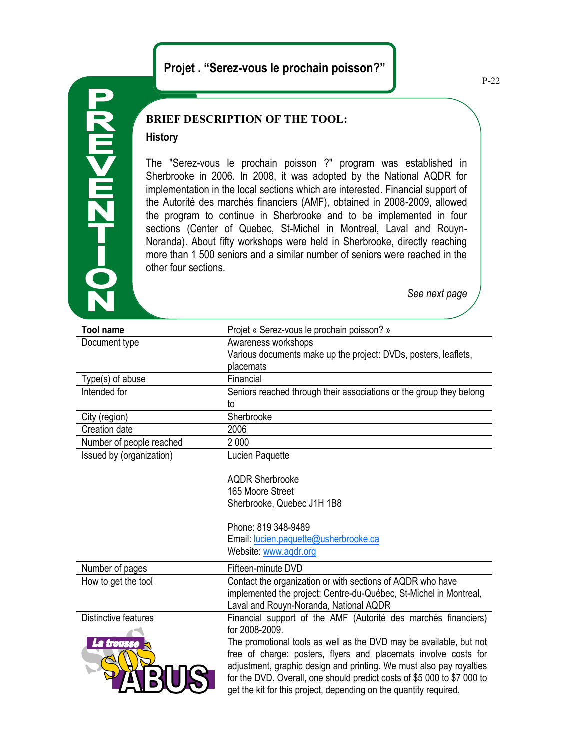# Projet . "Serez-vous le prochain poisson?"

PREVENTION

## BRIEF DESCRIPTION OF THE TOOL:

### History

The "Serez-vous le prochain poisson ?" program was established in Sherbrooke in 2006. In 2008, it was adopted by the National AQDR for implementation in the local sections which are interested. Financial support of the Autorité des marchés financiers (AMF), obtained in 2008-2009, allowed the program to continue in Sherbrooke and to be implemented in four sections (Center of Quebec, St-Michel in Montreal, Laval and Rouyn-Noranda). About fifty workshops were held in Sherbrooke, directly reaching more than 1 500 seniors and a similar number of seniors were reached in the other four sections.

*See next page*

| Tool name | Projet « Serez-vous le prochain poisson? » |
|---|---|
| Document type | Awareness workshops<br>Various documents make up the project: DVDs, posters, leaflets, placemats |
| Type(s) of abuse | Financial |
| Intended for | Seniors reached through their associations or the group they belong to |
| City (region) | Sherbrooke |
| Creation date | 2006 |
| Number of people reached | 2 000 |
| Issued by (organization) | Lucien Paquette<br><br>AQDR Sherbrooke<br>165 Moore Street<br>Sherbrooke, Quebec J1H 1B8<br><br>Phone: 819 348-9489<br>Email: lucien.paquette@usherbrooke.ca<br>Website: www.aqdr.org |
| Number of pages | Fifteen-minute DVD |
| How to get the tool | Contact the organization or with sections of AQDR who have implemented the project: Centre-du-Québec, St-Michel in Montreal, Laval and Rouyn-Noranda, National AQDR |
| Distinctive features | Financial support of the AMF (Autorité des marchés financiers) for 2008-2009.<br>The promotional tools as well as the DVD may be available, but not free of charge: posters, flyers and placemats involve costs for adjustment, graphic design and printing. We must also pay royalties for the DVD. Overall, one should predict costs of $5 000 to $7 000 to get the kit for this project, depending on the quantity required. |

La trousse SOS ABUS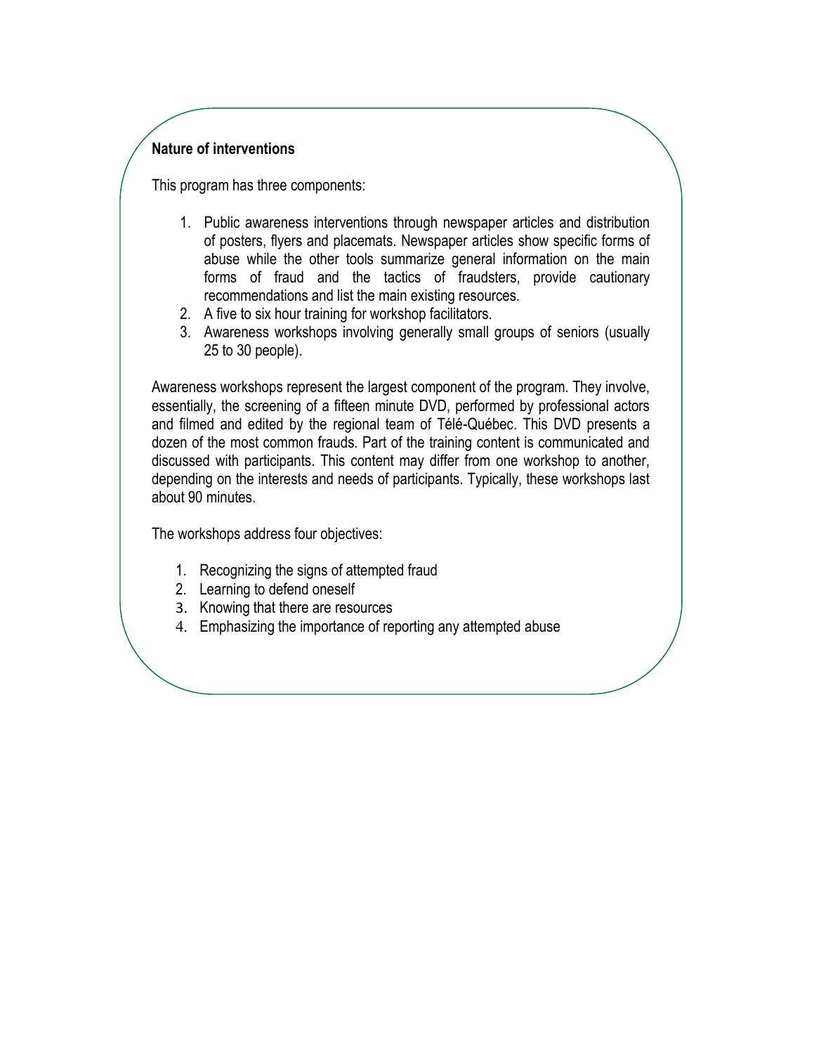**Nature of interventions**

This program has three components:

1. Public awareness interventions through newspaper articles and distribution of posters, flyers and placemats. Newspaper articles show specific forms of abuse while the other tools summarize general information on the main forms of fraud and the tactics of fraudsters, provide cautionary recommendations and list the main existing resources.
2. A five to six hour training for workshop facilitators.
3. Awareness workshops involving generally small groups of seniors (usually 25 to 30 people).

Awareness workshops represent the largest component of the program. They involve, essentially, the screening of a fifteen minute DVD, performed by professional actors and filmed and edited by the regional team of Télé-Québec. This DVD presents a dozen of the most common frauds. Part of the training content is communicated and discussed with participants. This content may differ from one workshop to another, depending on the interests and needs of participants. Typically, these workshops last about 90 minutes.

The workshops address four objectives:

1. Recognizing the signs of attempted fraud
2. Learning to defend oneself
3. Knowing that there are resources
4. Emphasizing the importance of reporting any attempted abuse